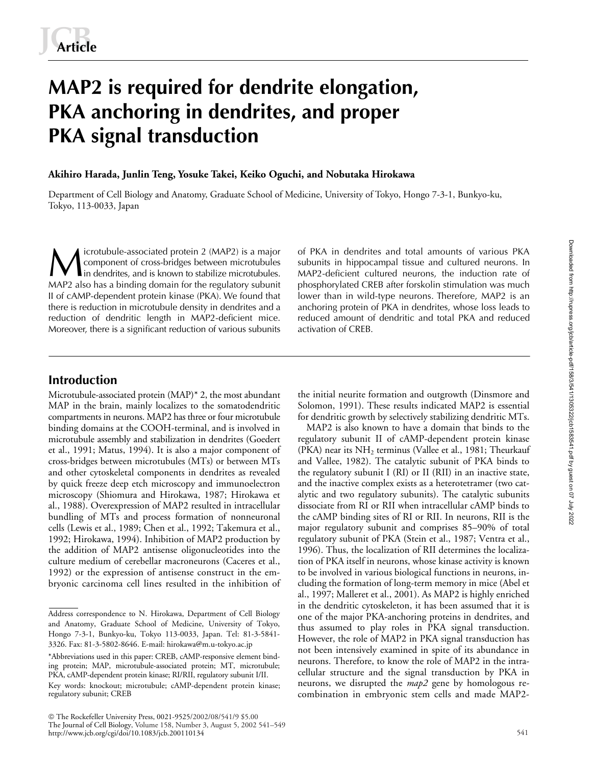# MAP2 is required for dendrite elongation, PKA anchoring in dendrites, and proper PKA signal transduction

**Akihiro Harada, Junlin Teng, Yosuke Takei, Keiko Oguchi, and Nobutaka Hirokawa**

Department of Cell Biology and Anatomy, Graduate School of Medicine, University of Tokyo, Hongo 7-3-1, Bunkyo-ku, Tokyo, 113-0033, Japan

Microtubule-associated protein 2 (MAP2) is a major component of cross-bridges between microtubules in dendrites, and is known to stabilize microtubules. MAP2 also has a binding domain for the regulatory subunit II of cAMP-dependent protein kinase (PKA). We found that there is reduction in microtubule density in dendrites and a reduction of dendritic length in MAP2-deficient mice. Moreover, there is a significant reduction of various subunits of PKA in dendrites and total amounts of various PKA subunits in hippocampal tissue and cultured neurons. In MAP2-deficient cultured neurons, the induction rate of phosphorylated CREB after forskolin stimulation was much lower than in wild-type neurons. Therefore, MAP2 is an anchoring protein of PKA in dendrites, whose loss leads to reduced amount of dendritic and total PKA and reduced activation of CREB.

## Introduction

Microtubule-associated protein (MAP)* 2, the most abundant MAP in the brain, mainly localizes to the somatodendritic compartments in neurons. MAP2 has three or four microtubule binding domains at the COOH-terminal, and is involved in microtubule assembly and stabilization in dendrites (Goedert et al., 1991; Matus, 1994). It is also a major component of cross-bridges between microtubules (MTs) or between MTs and other cytoskeletal components in dendrites as revealed by quick freeze deep etch microscopy and immunoelectron microscopy (Shiomura and Hirokawa, 1987; Hirokawa et al., 1988). Overexpression of MAP2 resulted in intracellular bundling of MTs and process formation of nonneuronal cells (Lewis et al., 1989; Chen et al., 1992; Takemura et al., 1992; Hirokawa, 1994). Inhibition of MAP2 production by the addition of MAP2 antisense oligonucleotides into the culture medium of cerebellar macroneurons (Caceres et al., 1992) or the expression of antisense construct in the embryonic carcinoma cell lines resulted in the inhibition of the initial neurite formation and outgrowth (Dinsmore and Solomon, 1991). These results indicated MAP2 is essential for dendritic growth by selectively stabilizing dendritic MTs.

MAP2 is also known to have a domain that binds to the regulatory subunit II of cAMP-dependent protein kinase (PKA) near its $NH_2$ terminus (Vallee et al., 1981; Theurkauf and Vallee, 1982). The catalytic subunit of PKA binds to the regulatory subunit I (RI) or II (RII) in an inactive state, and the inactive complex exists as a heterotetramer (two catalytic and two regulatory subunits). The catalytic subunits dissociate from RI or RII when intracellular cAMP binds to the cAMP binding sites of RI or RII. In neurons, RII is the major regulatory subunit and comprises 85–90% of total regulatory subunit of PKA (Stein et al., 1987; Ventra et al., 1996). Thus, the localization of RII determines the localization of PKA itself in neurons, whose kinase activity is known to be involved in various biological functions in neurons, including the formation of long-term memory in mice (Abel et al., 1997; Malleret et al., 2001). As MAP2 is highly enriched in the dendritic cytoskeleton, it has been assumed that it is one of the major PKA-anchoring proteins in dendrites, and thus assumed to play roles in PKA signal transduction. However, the role of MAP2 in PKA signal transduction has not been intensively examined in spite of its abundance in neurons. Therefore, to know the role of MAP2 in the intracellular structure and the signal transduction by PKA in neurons, we disrupted the *map2* gene by homologous recombination in embryonic stem cells and made MAP2-

Address correspondence to N. Hirokawa, Department of Cell Biology and Anatomy, Graduate School of Medicine, University of Tokyo, Hongo 7-3-1, Bunkyo-ku, Tokyo 113-0033, Japan. Tel: 81-3-5841-3326. Fax: 81-3-5802-8646. E-mail: hirokawa@m.u-tokyo.ac.jp

*Abbreviations used in this paper: CREB, cAMP-responsive element binding protein; MAP, microtubule-associated protein; MT, microtubule; PKA, cAMP-dependent protein kinase; RI/RII, regulatory subunit I/II.

Key words: knockout; microtubule; cAMP-dependent protein kinase; regulatory subunit; CREB

© The Rockefeller University Press, 0021-9525/2002/08/541/9 $5.00
The Journal of Cell Biology, Volume 158, Number 3, August 5, 2002 541–549
http://www.jcb.org/cgi/doi/10.1083/jcb.200110134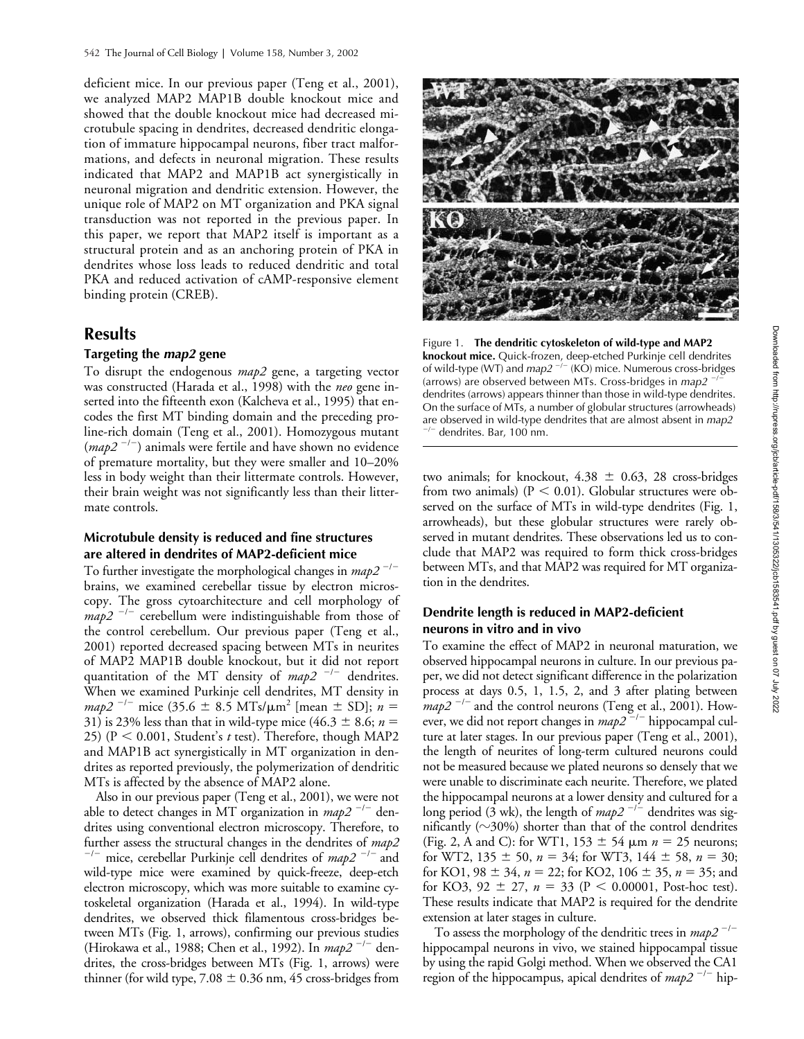deficient mice. In our previous paper (Teng et al., 2001), we analyzed MAP2 MAP1B double knockout mice and showed that the double knockout mice had decreased microtubule spacing in dendrites, decreased dendritic elongation of immature hippocampal neurons, fiber tract malformations, and defects in neuronal migration. These results indicated that MAP2 and MAP1B act synergistically in neuronal migration and dendritic extension. However, the unique role of MAP2 on MT organization and PKA signal transduction was not reported in the previous paper. In this paper, we report that MAP2 itself is important as a structural protein and as an anchoring protein of PKA in dendrites whose loss leads to reduced dendritic and total PKA and reduced activation of cAMP-responsive element binding protein (CREB).

## Results

### Targeting the *map2* gene

To disrupt the endogenous *map2* gene, a targeting vector was constructed (Harada et al., 1998) with the *neo* gene inserted into the fifteenth exon (Kalcheva et al., 1995) that encodes the first MT binding domain and the preceding proline-rich domain (Teng et al., 2001). Homozygous mutant ($map2^{-/-}$) animals were fertile and have shown no evidence of premature mortality, but they were smaller and 10–20% less in body weight than their littermate controls. However, their brain weight was not significantly less than their littermate controls.

### Microtubule density is reduced and fine structures are altered in dendrites of MAP2-deficient mice

To further investigate the morphological changes in $map2^{-/-}$ brains, we examined cerebellar tissue by electron microscopy. The gross cytoarchitecture and cell morphology of $map2^{-/-}$ cerebellum were indistinguishable from those of the control cerebellum. Our previous paper (Teng et al., 2001) reported decreased spacing between MTs in neurites of MAP2 MAP1B double knockout, but it did not report quantitation of the MT density of $map2^{-/-}$ dendrites. When we examined Purkinje cell dendrites, MT density in $map2^{-/-}$ mice (35.6 ± 8.5 MTs/μm$^2$ [mean ± SD]; $n$ = 31) is 23% less than that in wild-type mice (46.3 ± 8.6; $n$ = 25) ($P < 0.001$, Student's $t$ test). Therefore, though MAP2 and MAP1B act synergistically in MT organization in dendrites as reported previously, the polymerization of dendritic MTs is affected by the absence of MAP2 alone.

Also in our previous paper (Teng et al., 2001), we were not able to detect changes in MT organization in $map2^{-/-}$ dendrites using conventional electron microscopy. Therefore, to further assess the structural changes in the dendrites of $map2^{-/-}$ mice, cerebellar Purkinje cell dendrites of $map2^{-/-}$ and wild-type mice were examined by quick-freeze, deep-etch electron microscopy, which was more suitable to examine cytoskeletal organization (Harada et al., 1994). In wild-type dendrites, we observed thick filamentous cross-bridges between MTs (Fig. 1, arrows), confirming our previous studies (Hirokawa et al., 1988; Chen et al., 1992). In $map2^{-/-}$ dendrites, the cross-bridges between MTs (Fig. 1, arrows) were thinner (for wild type, 7.08 ± 0.36 nm, 45 cross-bridges from two animals; for knockout, 4.38 ± 0.63, 28 cross-bridges from two animals) ($P < 0.01$). Globular structures were observed on the surface of MTs in wild-type dendrites (Fig. 1, arrowheads), but these globular structures were rarely observed in mutant dendrites. These observations led us to conclude that MAP2 was required to form thick cross-bridges between MTs, and that MAP2 was required for MT organization in the dendrites.

Figure 1. **The dendritic cytoskeleton of wild-type and MAP2 knockout mice.** Quick-frozen, deep-etched Purkinje cell dendrites of wild-type (WT) and $map2^{-/-}$ (KO) mice. Numerous cross-bridges (arrows) are observed between MTs. Cross-bridges in $map2^{-/-}$ dendrites (arrows) appears thinner than those in wild-type dendrites. On the surface of MTs, a number of globular structures (arrowheads) are observed in wild-type dendrites that are almost absent in $map2^{-/-}$ dendrites. Bar, 100 nm.

### Dendrite length is reduced in MAP2-deficient neurons in vitro and in vivo

To examine the effect of MAP2 in neuronal maturation, we observed hippocampal neurons in culture. In our previous paper, we did not detect significant difference in the polarization process at days 0.5, 1, 1.5, 2, and 3 after plating between $map2^{-/-}$ and the control neurons (Teng et al., 2001). However, we did not report changes in $map2^{-/-}$ hippocampal culture at later stages. In our previous paper (Teng et al., 2001), the length of neurites of long-term cultured neurons could not be measured because we plated neurons so densely that we were unable to discriminate each neurite. Therefore, we plated the hippocampal neurons at a lower density and cultured for a long period (3 wk), the length of $map2^{-/-}$ dendrites was significantly (~30%) shorter than that of the control dendrites (Fig. 2, A and C): for WT1, 153 ± 54 μm $n$ = 25 neurons; for WT2, 135 ± 50, $n$ = 34; for WT3, 144 ± 58, $n$ = 30; for KO1, 98 ± 34, $n$ = 22; for KO2, 106 ± 35, $n$ = 35; and for KO3, 92 ± 27, $n$ = 33 ($P < 0.00001$, Post-hoc test). These results indicate that MAP2 is required for the dendrite extension at later stages in culture.

To assess the morphology of the dendritic trees in $map2^{-/-}$ hippocampal neurons in vivo, we stained hippocampal tissue by using the rapid Golgi method. When we observed the CA1 region of the hippocampus, apical dendrites of $map2^{-/-}$ hip-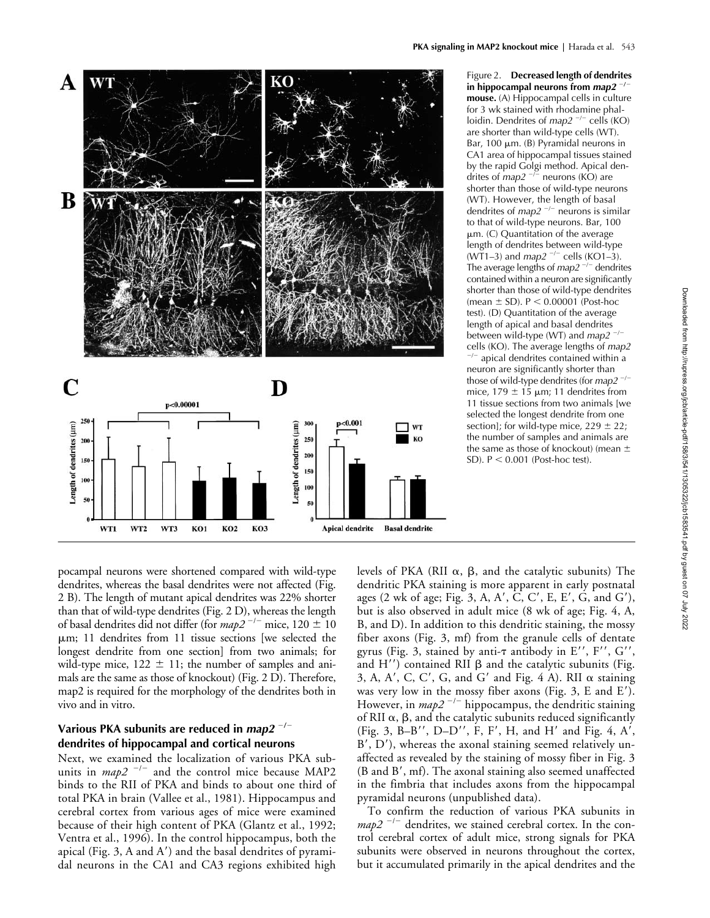Figure 2. **Decreased length of dendrites in hippocampal neurons from *map2*$^{-/-}$ mouse.** (A) Hippocampal cells in culture for 3 wk stained with rhodamine phalloidin. Dendrites of *map2*$^{-/-}$ cells (KO) are shorter than wild-type cells (WT). Bar, 100 μm. (B) Pyramidal neurons in CA1 area of hippocampal tissues stained by the rapid Golgi method. Apical dendrites of *map2*$^{-/-}$ neurons (KO) are shorter than those of wild-type neurons (WT). However, the length of basal dendrites of *map2*$^{-/-}$ neurons is similar to that of wild-type neurons. Bar, 100 μm. (C) Quantitation of the average length of dendrites between wild-type (WT1–3) and *map2*$^{-/-}$ cells (KO1–3). The average lengths of *map2*$^{-/-}$ dendrites contained within a neuron are significantly shorter than those of wild-type dendrites (mean ± SD). $P < 0.00001$ (Post-hoc test). (D) Quantitation of the average length of apical and basal dendrites between wild-type (WT) and *map2*$^{-/-}$ cells (KO). The average lengths of *map2*$^{-/-}$ apical dendrites contained within a neuron are significantly shorter than those of wild-type dendrites (for *map2*$^{-/-}$ mice, 179 ± 15 μm; 11 dendrites from 11 tissue sections from two animals [we selected the longest dendrite from one section]; for wild-type mice, 229 ± 22; the number of samples and animals are the same as those of knockout) (mean ± SD). $P < 0.001$ (Post-hoc test).

pocampal neurons were shortened compared with wild-type dendrites, whereas the basal dendrites were not affected (Fig. 2 B). The length of mutant apical dendrites was 22% shorter than that of wild-type dendrites (Fig. 2 D), whereas the length of basal dendrites did not differ (for *map2*$^{-/-}$ mice, 120 ± 10 μm; 11 dendrites from 11 tissue sections [we selected the longest dendrite from one section] from two animals; for wild-type mice, 122 ± 11; the number of samples and animals are the same as those of knockout) (Fig. 2 D). Therefore, map2 is required for the morphology of the dendrites both in vivo and in vitro.

### Various PKA subunits are reduced in *map2*$^{-/-}$ dendrites of hippocampal and cortical neurons

Next, we examined the localization of various PKA subunits in *map2*$^{-/-}$ and the control mice because MAP2 binds to the RII of PKA and binds to about one third of total PKA in brain (Vallee et al., 1981). Hippocampus and cerebral cortex from various ages of mice were examined because of their high content of PKA (Glantz et al., 1992; Ventra et al., 1996). In the control hippocampus, both the apical (Fig. 3, A and A′) and the basal dendrites of pyramidal neurons in the CA1 and CA3 regions exhibited high levels of PKA (RII α, β, and the catalytic subunits) The dendritic PKA staining is more apparent in early postnatal ages (2 wk of age; Fig. 3, A, A′, C, C′, E, E′, G, and G′), but is also observed in adult mice (8 wk of age; Fig. 4, A, B, and D). In addition to this dendritic staining, the mossy fiber axons (Fig. 3, mf) from the granule cells of dentate gyrus (Fig. 3, stained by anti-τ antibody in E′′, F′′, G′′, and H′′) contained RII β and the catalytic subunits (Fig. 3, A, A′, C, C′, G, and G′ and Fig. 4 A). RII α staining was very low in the mossy fiber axons (Fig. 3, E and E′). However, in *map2*$^{-/-}$ hippocampus, the dendritic staining of RII α, β, and the catalytic subunits reduced significantly (Fig. 3, B–B′′, D–D′′, F, F′, H, and H′ and Fig. 4, A′, B′, D′), whereas the axonal staining seemed relatively unaffected as revealed by the staining of mossy fiber in Fig. 3 (B and B′, mf). The axonal staining also seemed unaffected in the fimbria that includes axons from the hippocampal pyramidal neurons (unpublished data).

To confirm the reduction of various PKA subunits in *map2*$^{-/-}$ dendrites, we stained cerebral cortex. In the control cerebral cortex of adult mice, strong signals for PKA subunits were observed in neurons throughout the cortex, but it accumulated primarily in the apical dendrites and the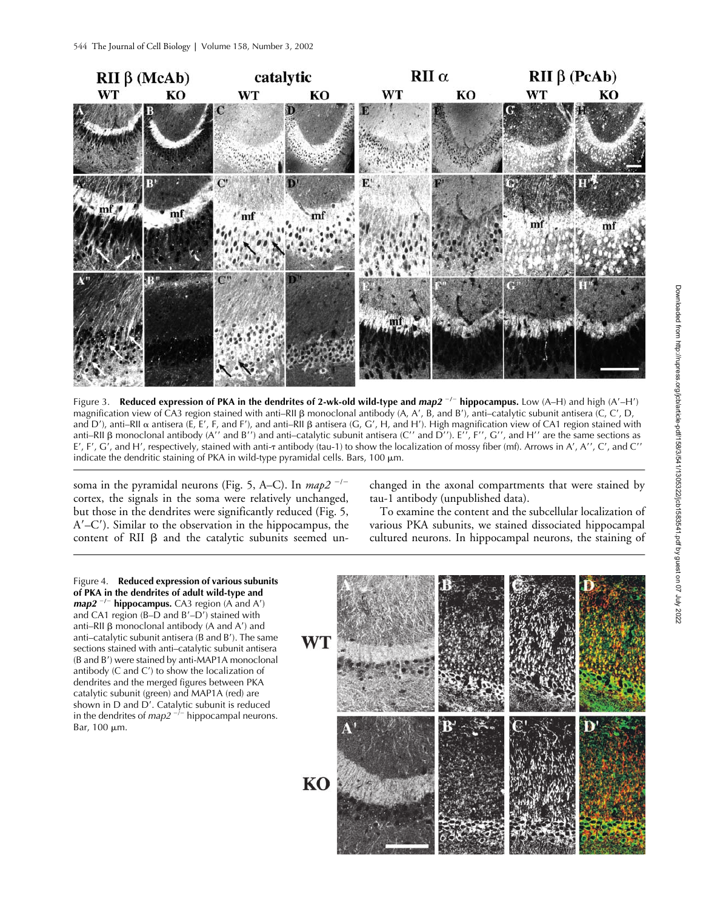Figure 3. **Reduced expression of PKA in the dendrites of 2-wk-old wild-type and *map2* $^{-/-}$ hippocampus.** Low (A–H) and high (A′–H′) magnification view of CA3 region stained with anti–RII β monoclonal antibody (A, A′, B, and B′), anti–catalytic subunit antisera (C, C′, D, and D′), anti–RII α antisera (E, E′, F, and F′), and anti–RII β antisera (G, G′, H, and H′). High magnification view of CA1 region stained with anti–RII β monoclonal antibody (A′′ and B′′) and anti–catalytic subunit antisera (C′′ and D′′). E′′, F′′, G′′, and H′′ are the same sections as E′, F′, G′, and H′, respectively, stained with anti-τ antibody (tau-1) to show the localization of mossy fiber (mf). Arrows in A′, A′′, C′, and C′′ indicate the dendritic staining of PKA in wild-type pyramidal cells. Bars, 100 μm.

soma in the pyramidal neurons (Fig. 5, A–C). In *map2* $^{-/-}$ cortex, the signals in the soma were relatively unchanged, but those in the dendrites were significantly reduced (Fig. 5, A′–C′). Similar to the observation in the hippocampus, the content of RII β and the catalytic subunits seemed unchanged in the axonal compartments that were stained by tau-1 antibody (unpublished data).

To examine the content and the subcellular localization of various PKA subunits, we stained dissociated hippocampal cultured neurons. In hippocampal neurons, the staining of

Figure 4. **Reduced expression of various subunits of PKA in the dendrites of adult wild-type and *map2* $^{-/-}$ hippocampus.** CA3 region (A and A′) and CA1 region (B–D and B′–D′) stained with anti–RII β monoclonal antibody (A and A′) and anti–catalytic subunit antisera (B and B′). The same sections stained with anti–catalytic subunit antisera (B and B′) were stained by anti-MAP1A monoclonal antibody (C and C′) to show the localization of dendrites and the merged figures between PKA catalytic subunit (green) and MAP1A (red) are shown in D and D′. Catalytic subunit is reduced in the dendrites of *map2* $^{-/-}$ hippocampal neurons. Bar, 100 μm.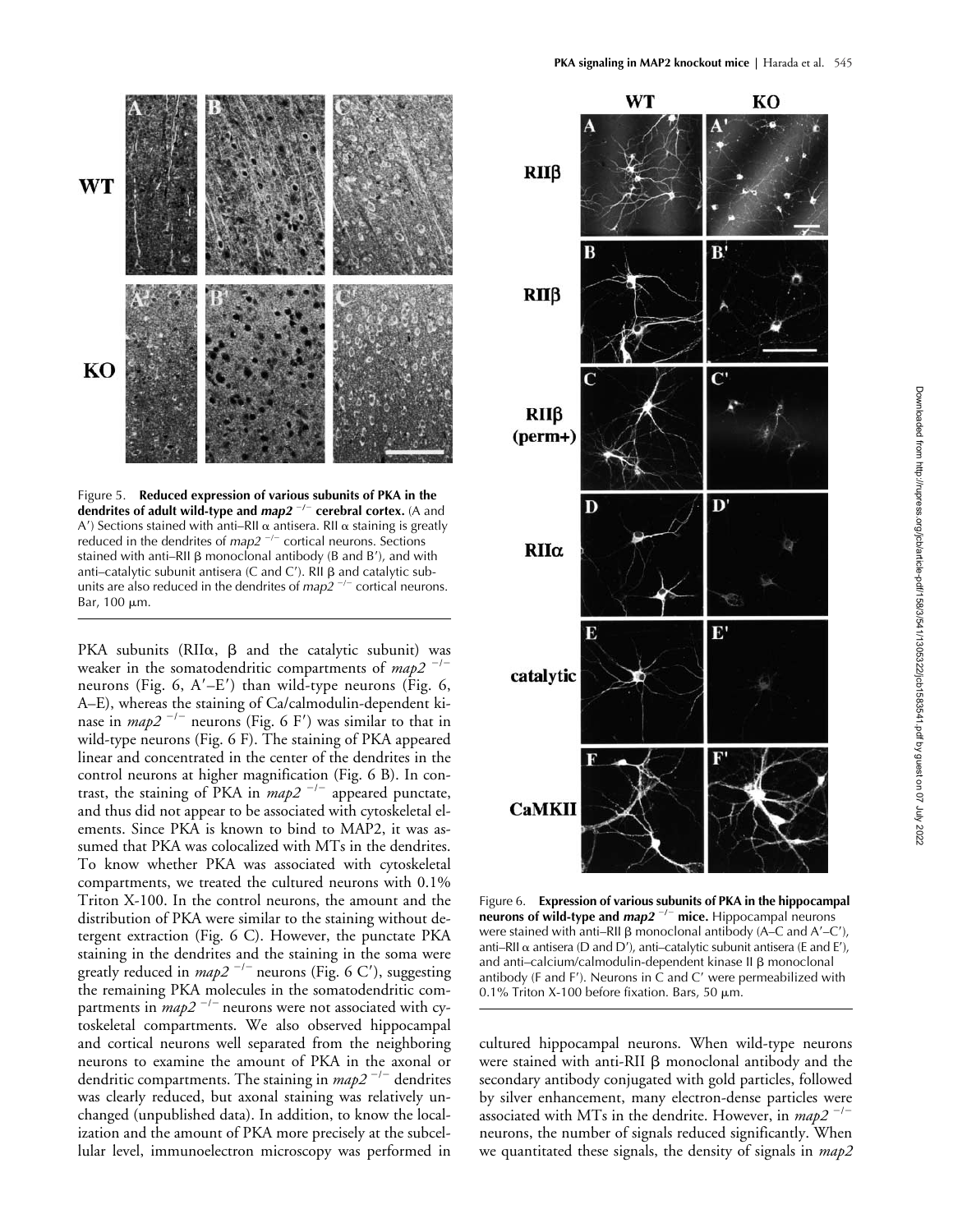Figure 5. **Reduced expression of various subunits of PKA in the dendrites of adult wild-type and *map2* $^{-/-}$ cerebral cortex.** (A and A′) Sections stained with anti–RII α antisera. RII α staining is greatly reduced in the dendrites of *map2* $^{-/-}$ cortical neurons. Sections stained with anti–RII β monoclonal antibody (B and B′), and with anti–catalytic subunit antisera (C and C′). RII β and catalytic subunits are also reduced in the dendrites of *map2* $^{-/-}$ cortical neurons. Bar, 100 μm.

PKA subunits (RIIα, β and the catalytic subunit) was weaker in the somatodendritic compartments of *map2* $^{-/-}$ neurons (Fig. 6, A′–E′) than wild-type neurons (Fig. 6, A–E), whereas the staining of Ca/calmodulin-dependent kinase in *map2* $^{-/-}$ neurons (Fig. 6 F′) was similar to that in wild-type neurons (Fig. 6 F). The staining of PKA appeared linear and concentrated in the center of the dendrites in the control neurons at higher magnification (Fig. 6 B). In contrast, the staining of PKA in *map2* $^{-/-}$ appeared punctate, and thus did not appear to be associated with cytoskeletal elements. Since PKA is known to bind to MAP2, it was assumed that PKA was colocalized with MTs in the dendrites. To know whether PKA was associated with cytoskeletal compartments, we treated the cultured neurons with 0.1% Triton X-100. In the control neurons, the amount and the distribution of PKA were similar to the staining without detergent extraction (Fig. 6 C). However, the punctate PKA staining in the dendrites and the staining in the soma were greatly reduced in *map2* $^{-/-}$ neurons (Fig. 6 C′), suggesting the remaining PKA molecules in the somatodendritic compartments in *map2* $^{-/-}$ neurons were not associated with cytoskeletal compartments. We also observed hippocampal and cortical neurons well separated from the neighboring neurons to examine the amount of PKA in the axonal or dendritic compartments. The staining in *map2* $^{-/-}$ dendrites was clearly reduced, but axonal staining was relatively unchanged (unpublished data). In addition, to know the localization and the amount of PKA more precisely at the subcellular level, immunoelectron microscopy was performed in cultured hippocampal neurons. When wild-type neurons were stained with anti-RII β monoclonal antibody and the secondary antibody conjugated with gold particles, followed by silver enhancement, many electron-dense particles were associated with MTs in the dendrite. However, in *map2* $^{-/-}$ neurons, the number of signals reduced significantly. When we quantitated these signals, the density of signals in *map2*

Figure 6. **Expression of various subunits of PKA in the hippocampal neurons of wild-type and *map2* $^{-/-}$ mice.** Hippocampal neurons were stained with anti–RII β monoclonal antibody (A–C and A′–C′), anti–RII α antisera (D and D′), anti–catalytic subunit antisera (E and E′), and anti–calcium/calmodulin-dependent kinase II β monoclonal antibody (F and F′). Neurons in C and C′ were permeabilized with 0.1% Triton X-100 before fixation. Bars, 50 μm.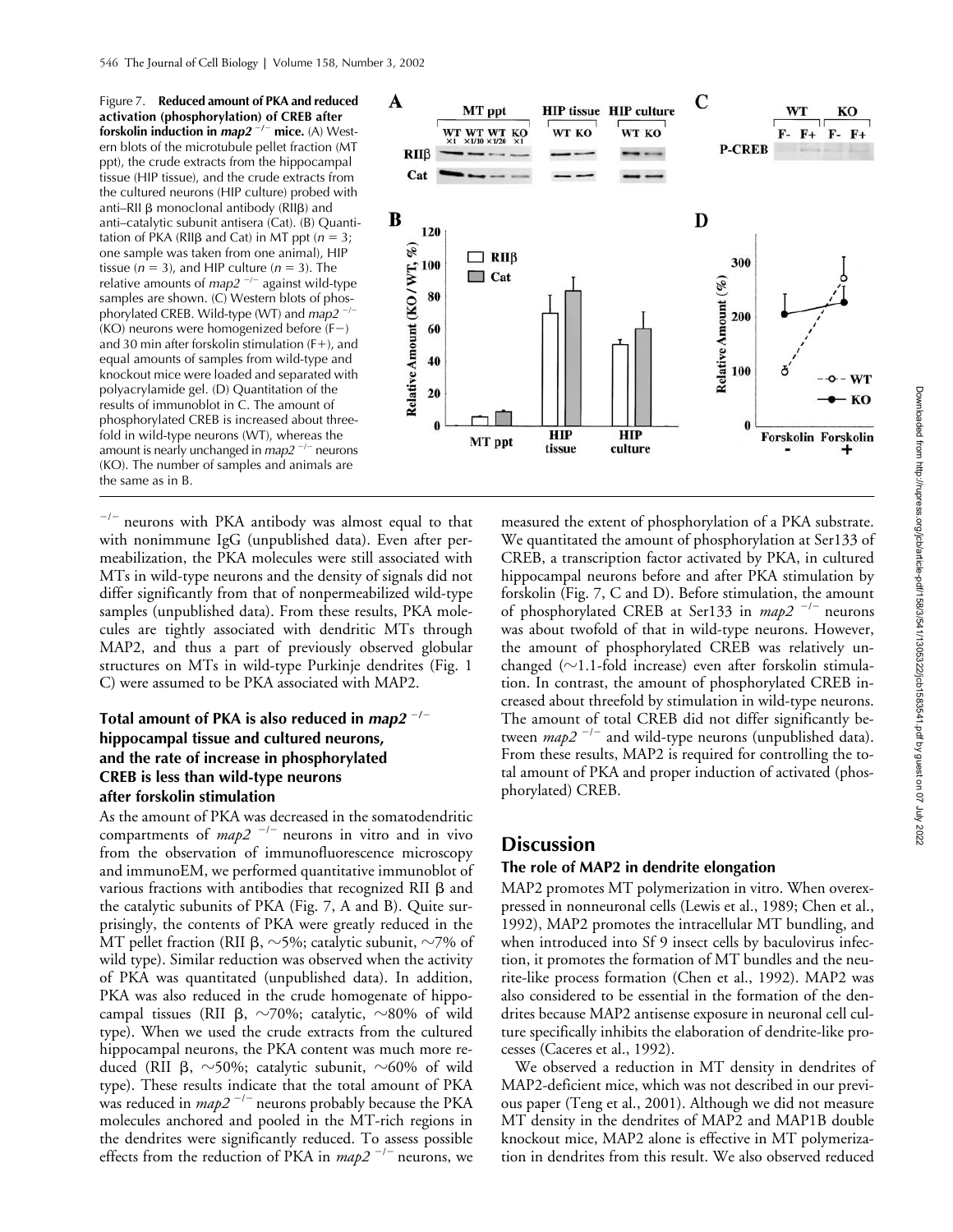Figure 7. **Reduced amount of PKA and reduced activation (phosphorylation) of CREB after forskolin induction in *map2* $^{-/-}$ mice.** (A) Western blots of the microtubule pellet fraction (MT ppt), the crude extracts from the hippocampal tissue (HIP tissue), and the crude extracts from the cultured neurons (HIP culture) probed with anti–RII β monoclonal antibody (RIIβ) and anti–catalytic subunit antisera (Cat). (B) Quantitation of PKA (RIIβ and Cat) in MT ppt ($n = 3$; one sample was taken from one animal), HIP tissue ($n = 3$), and HIP culture ($n = 3$). The relative amounts of *map2* $^{-/-}$ against wild-type samples are shown. (C) Western blots of phosphorylated CREB. Wild-type (WT) and *map2* $^{-/-}$ (KO) neurons were homogenized before (F−) and 30 min after forskolin stimulation (F+), and equal amounts of samples from wild-type and knockout mice were loaded and separated with polyacrylamide gel. (D) Quantitation of the results of immunoblot in C. The amount of phosphorylated CREB is increased about threefold in wild-type neurons (WT), whereas the amount is nearly unchanged in *map2* $^{-/-}$ neurons (KO). The number of samples and animals are the same as in B.

$^{-/-}$ neurons with PKA antibody was almost equal to that with nonimmune IgG (unpublished data). Even after permeabilization, the PKA molecules were still associated with MTs in wild-type neurons and the density of signals did not differ significantly from that of nonpermeabilized wild-type samples (unpublished data). From these results, PKA molecules are tightly associated with dendritic MTs through MAP2, and thus a part of previously observed globular structures on MTs in wild-type Purkinje dendrites (Fig. 1 C) were assumed to be PKA associated with MAP2.

### Total amount of PKA is also reduced in *map2* $^{-/-}$ hippocampal tissue and cultured neurons, and the rate of increase in phosphorylated CREB is less than wild-type neurons after forskolin stimulation

As the amount of PKA was decreased in the somatodendritic compartments of *map2* $^{-/-}$ neurons in vitro and in vivo from the observation of immunofluorescence microscopy and immunoEM, we performed quantitative immunoblot of various fractions with antibodies that recognized RII β and the catalytic subunits of PKA (Fig. 7, A and B). Quite surprisingly, the contents of PKA were greatly reduced in the MT pellet fraction (RII β, ~5%; catalytic subunit, ~7% of wild type). Similar reduction was observed when the activity of PKA was quantitated (unpublished data). In addition, PKA was also reduced in the crude homogenate of hippocampal tissues (RII β, ~70%; catalytic, ~80% of wild type). When we used the crude extracts from the cultured hippocampal neurons, the PKA content was much more reduced (RII β, ~50%; catalytic subunit, ~60% of wild type). These results indicate that the total amount of PKA was reduced in *map2* $^{-/-}$ neurons probably because the PKA molecules anchored and pooled in the MT-rich regions in the dendrites were significantly reduced. To assess possible effects from the reduction of PKA in *map2* $^{-/-}$ neurons, we measured the extent of phosphorylation of a PKA substrate. We quantitated the amount of phosphorylation at Ser133 of CREB, a transcription factor activated by PKA, in cultured hippocampal neurons before and after PKA stimulation by forskolin (Fig. 7, C and D). Before stimulation, the amount of phosphorylated CREB at Ser133 in *map2* $^{-/-}$ neurons was about twofold of that in wild-type neurons. However, the amount of phosphorylated CREB was relatively unchanged (~1.1-fold increase) even after forskolin stimulation. In contrast, the amount of phosphorylated CREB increased about threefold by stimulation in wild-type neurons. The amount of total CREB did not differ significantly between *map2* $^{-/-}$ and wild-type neurons (unpublished data). From these results, MAP2 is required for controlling the total amount of PKA and proper induction of activated (phosphorylated) CREB.

## Discussion

### The role of MAP2 in dendrite elongation

MAP2 promotes MT polymerization in vitro. When overexpressed in nonneuronal cells (Lewis et al., 1989; Chen et al., 1992), MAP2 promotes the intracellular MT bundling, and when introduced into Sf 9 insect cells by baculovirus infection, it promotes the formation of MT bundles and the neurite-like process formation (Chen et al., 1992). MAP2 was also considered to be essential in the formation of the dendrites because MAP2 antisense exposure in neuronal cell culture specifically inhibits the elaboration of dendrite-like processes (Caceres et al., 1992).

We observed a reduction in MT density in dendrites of MAP2-deficient mice, which was not described in our previous paper (Teng et al., 2001). Although we did not measure MT density in the dendrites of MAP2 and MAP1B double knockout mice, MAP2 alone is effective in MT polymerization in dendrites from this result. We also observed reduced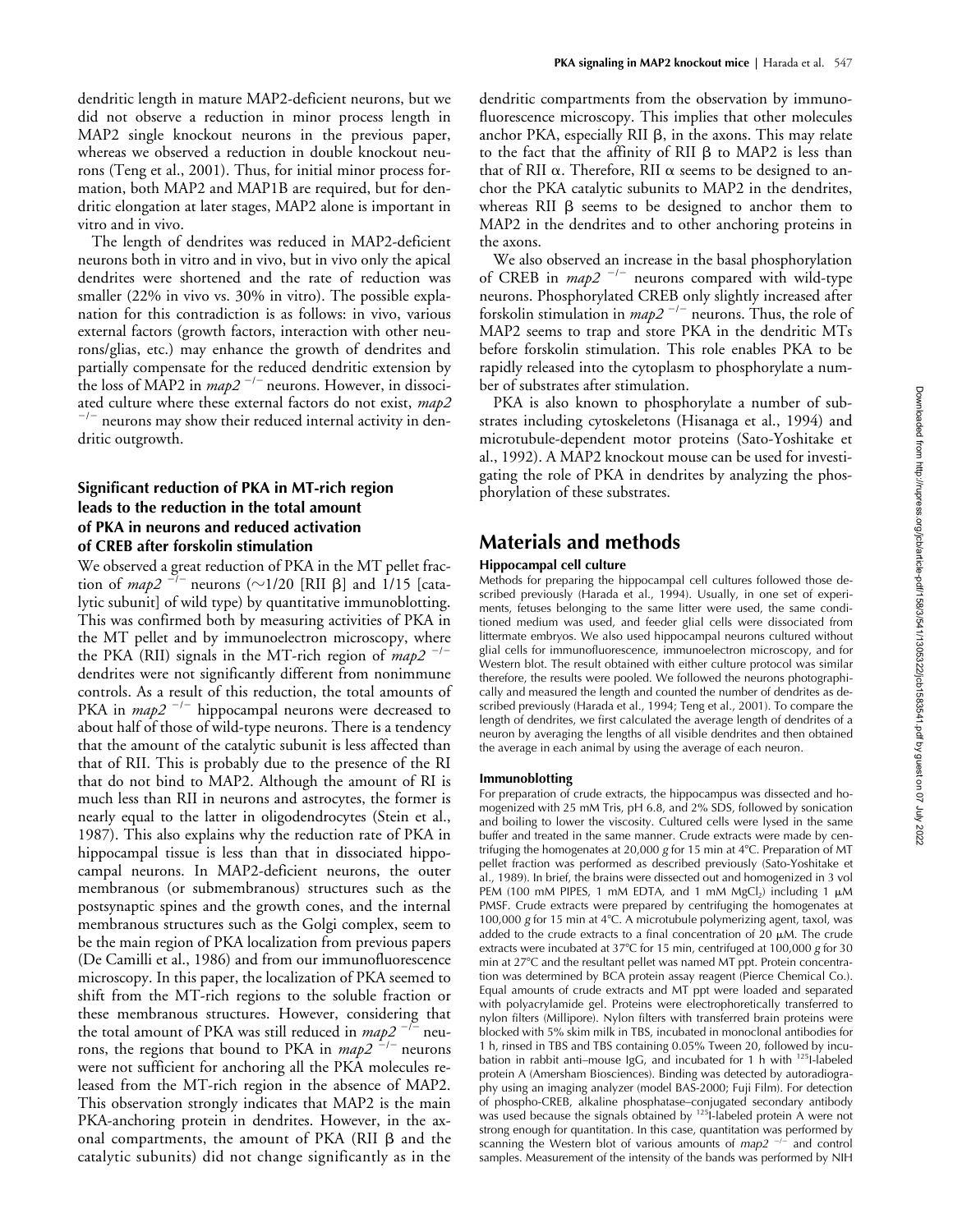dendritic length in mature MAP2-deficient neurons, but we did not observe a reduction in minor process length in MAP2 single knockout neurons in the previous paper, whereas we observed a reduction in double knockout neurons (Teng et al., 2001). Thus, for initial minor process formation, both MAP2 and MAP1B are required, but for dendritic elongation at later stages, MAP2 alone is important in vitro and in vivo.

The length of dendrites was reduced in MAP2-deficient neurons both in vitro and in vivo, but in vivo only the apical dendrites were shortened and the rate of reduction was smaller (22% in vivo vs. 30% in vitro). The possible explanation for this contradiction is as follows: in vivo, various external factors (growth factors, interaction with other neurons/glias, etc.) may enhance the growth of dendrites and partially compensate for the reduced dendritic extension by the loss of MAP2 in *map2* $^{-/-}$ neurons. However, in dissociated culture where these external factors do not exist, *map2* $^{-/-}$ neurons may show their reduced internal activity in dendritic outgrowth.

### Significant reduction of PKA in MT-rich region leads to the reduction in the total amount of PKA in neurons and reduced activation of CREB after forskolin stimulation

We observed a great reduction of PKA in the MT pellet fraction of *map2* $^{-/-}$ neurons (~1/20 [RII β] and 1/15 [catalytic subunit] of wild type) by quantitative immunoblotting. This was confirmed both by measuring activities of PKA in the MT pellet and by immunoelectron microscopy, where the PKA (RII) signals in the MT-rich region of *map2* $^{-/-}$ dendrites were not significantly different from nonimmune controls. As a result of this reduction, the total amounts of PKA in *map2* $^{-/-}$ hippocampal neurons were decreased to about half of those of wild-type neurons. There is a tendency that the amount of the catalytic subunit is less affected than that of RII. This is probably due to the presence of the RI that do not bind to MAP2. Although the amount of RI is much less than RII in neurons and astrocytes, the former is nearly equal to the latter in oligodendrocytes (Stein et al., 1987). This also explains why the reduction rate of PKA in hippocampal tissue is less than that in dissociated hippocampal neurons. In MAP2-deficient neurons, the outer membranous (or submembranous) structures such as the postsynaptic spines and the growth cones, and the internal membranous structures such as the Golgi complex, seem to be the main region of PKA localization from previous papers (De Camilli et al., 1986) and from our immunofluorescence microscopy. In this paper, the localization of PKA seemed to shift from the MT-rich regions to the soluble fraction or these membranous structures. However, considering that the total amount of PKA was still reduced in *map2* $^{-/-}$ neurons, the regions that bound to PKA in *map2* $^{-/-}$ neurons were not sufficient for anchoring all the PKA molecules released from the MT-rich region in the absence of MAP2. This observation strongly indicates that MAP2 is the main PKA-anchoring protein in dendrites. However, in the axonal compartments, the amount of PKA (RII β and the catalytic subunits) did not change significantly as in the dendritic compartments from the observation by immunofluorescence microscopy. This implies that other molecules anchor PKA, especially RII β, in the axons. This may relate to the fact that the affinity of RII β to MAP2 is less than that of RII α. Therefore, RII α seems to be designed to anchor the PKA catalytic subunits to MAP2 in the dendrites, whereas RII β seems to be designed to anchor them to MAP2 in the dendrites and to other anchoring proteins in the axons.

We also observed an increase in the basal phosphorylation of CREB in *map2* $^{-/-}$ neurons compared with wild-type neurons. Phosphorylated CREB only slightly increased after forskolin stimulation in *map2* $^{-/-}$ neurons. Thus, the role of MAP2 seems to trap and store PKA in the dendritic MTs before forskolin stimulation. This role enables PKA to be rapidly released into the cytoplasm to phosphorylate a number of substrates after stimulation.

PKA is also known to phosphorylate a number of substrates including cytoskeletons (Hisanaga et al., 1994) and microtubule-dependent motor proteins (Sato-Yoshitake et al., 1992). A MAP2 knockout mouse can be used for investigating the role of PKA in dendrites by analyzing the phosphorylation of these substrates.

## Materials and methods

### Hippocampal cell culture

Methods for preparing the hippocampal cell cultures followed those described previously (Harada et al., 1994). Usually, in one set of experiments, fetuses belonging to the same litter were used, the same conditioned medium was used, and feeder glial cells were dissociated from littermate embryos. We also used hippocampal neurons cultured without glial cells for immunofluorescence, immunoelectron microscopy, and for Western blot. The result obtained with either culture protocol was similar therefore, the results were pooled. We followed the neurons photographically and measured the length and counted the number of dendrites as described previously (Harada et al., 1994; Teng et al., 2001). To compare the length of dendrites, we first calculated the average length of dendrites of a neuron by averaging the lengths of all visible dendrites and then obtained the average in each animal by using the average of each neuron.

### Immunoblotting

For preparation of crude extracts, the hippocampus was dissected and homogenized with 25 mM Tris, pH 6.8, and 2% SDS, followed by sonication and boiling to lower the viscosity. Cultured cells were lysed in the same buffer and treated in the same manner. Crude extracts were made by centrifuging the homogenates at 20,000 *g* for 15 min at 4°C. Preparation of MT pellet fraction was performed as described previously (Sato-Yoshitake et al., 1989). In brief, the brains were dissected out and homogenized in 3 vol PEM (100 mM PIPES, 1 mM EDTA, and 1 mM $MgCl_2$) including 1 μM PMSF. Crude extracts were prepared by centrifuging the homogenates at 100,000 *g* for 15 min at 4°C. A microtubule polymerizing agent, taxol, was added to the crude extracts to a final concentration of 20 μM. The crude extracts were incubated at 37°C for 15 min, centrifuged at 100,000 *g* for 30 min at 27°C and the resultant pellet was named MT ppt. Protein concentration was determined by BCA protein assay reagent (Pierce Chemical Co.). Equal amounts of crude extracts and MT ppt were loaded and separated with polyacrylamide gel. Proteins were electrophoretically transferred to nylon filters (Millipore). Nylon filters with transferred brain proteins were blocked with 5% skim milk in TBS, incubated in monoclonal antibodies for 1 h, rinsed in TBS and TBS containing 0.05% Tween 20, followed by incubation in rabbit anti–mouse IgG, and incubated for 1 h with $^{125}$I-labeled protein A (Amersham Biosciences). Binding was detected by autoradiography using an imaging analyzer (model BAS-2000; Fuji Film). For detection of phospho-CREB, alkaline phosphatase–conjugated secondary antibody was used because the signals obtained by $^{125}$I-labeled protein A were not strong enough for quantitation. In this case, quantitation was performed by scanning the Western blot of various amounts of *map2* $^{-/-}$ and control samples. Measurement of the intensity of the bands was performed by NIH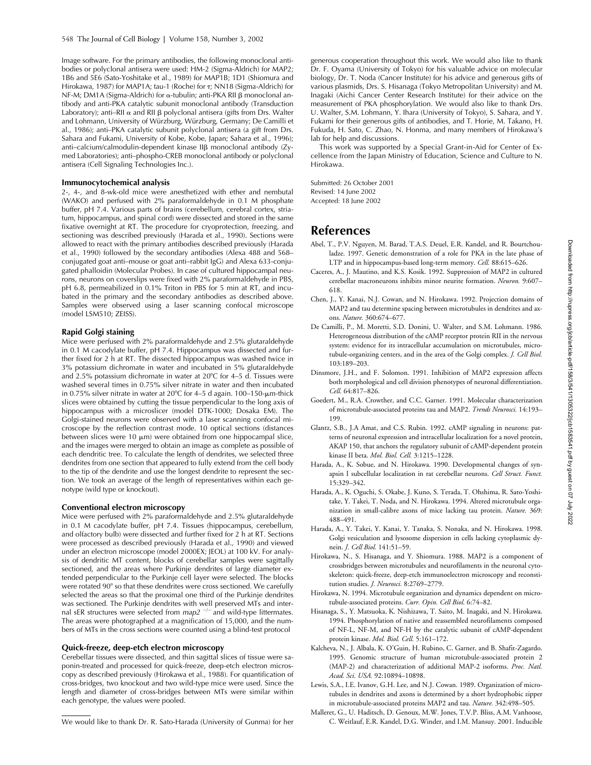Image software. For the primary antibodies, the following monoclonal antibodies or polyclonal antisera were used: HM-2 (Sigma-Aldrich) for MAP2; 1B6 and 5E6 (Sato-Yoshitake et al., 1989) for MAP1B; 1D1 (Shiomura and Hirokawa, 1987) for MAP1A; tau-1 (Roche) for τ; NN18 (Sigma-Aldrich) for NF-M; DM1A (Sigma-Aldrich) for α-tubulin; anti-PKA RII β monoclonal antibody and anti-PKA catalytic subunit monoclonal antibody (Transduction Laboratory); anti–RII α and RII β polyclonal antisera (gifts from Drs. Walter and Lohmann, University of Würzburg, Würzburg, Germany; De Camilli et al., 1986); anti–PKA catalytic subunit polyclonal antisera (a gift from Drs. Sahara and Fukami, University of Kobe, Kobe, Japan; Sahara et al., 1996); anti–calcium/calmodulin-dependent kinase IIβ monoclonal antibody (Zymed Laboratories); anti–phospho-CREB monoclonal antibody or polyclonal antisera (Cell Signaling Technologies Inc.).

### Immunocytochemical analysis

2-, 4-, and 8-wk-old mice were anesthetized with ether and nembutal (WAKO) and perfused with 2% paraformaldehyde in 0.1 M phosphate buffer, pH 7.4. Various parts of brains (cerebellum, cerebral cortex, striatum, hippocampus, and spinal cord) were dissected and stored in the same fixative overnight at RT. The procedure for cryoprotection, freezing, and sectioning was described previously (Harada et al., 1990). Sections were allowed to react with the primary antibodies described previously (Harada et al., 1990) followed by the secondary antibodies (Alexa 488 and 568–conjugated goat anti–mouse or goat anti–rabbit IgG) and Alexa 633-conjugated phalloidin (Molecular Probes). In case of cultured hippocampal neurons, neurons on coverslips were fixed with 2% paraformaldehyde in PBS, pH 6.8, permeabilized in 0.1% Triton in PBS for 5 min at RT, and incubated in the primary and the secondary antibodies as described above. Samples were observed using a laser scanning confocal microscope (model LSM510; ZEISS).

### Rapid Golgi staining

Mice were perfused with 2% paraformaldehyde and 2.5% glutaraldehyde in 0.1 M cacodylate buffer, pH 7.4. Hippocampus was dissected and further fixed for 2 h at RT. The dissected hippocampus was washed twice in 3% potassium dichromate in water and incubated in 5% glutaraldehyde and 2.5% potassium dichromate in water at 20°C for 4–5 d. Tissues were washed several times in 0.75% silver nitrate in water and then incubated in 0.75% silver nitrate in water at 20°C for 4–5 d again. 100–150-μm-thick slices were obtained by cutting the tissue perpendicular to the long axis of hippocampus with a microslicer (model DTK-1000; Dosaka EM). The Golgi-stained neurons were observed with a laser scanning confocal microscope by the reflection contrast mode. 10 optical sections (distances between slices were 10 μm) were obtained from one hippocampal slice, and the images were merged to obtain an image as complete as possible of each dendritic tree. To calculate the length of dendrites, we selected three dendrites from one section that appeared to fully extend from the cell body to the tip of the dendrite and use the longest dendrite to represent the section. We took an average of the length of representatives within each genotype (wild type or knockout).

### Conventional electron microscopy

Mice were perfused with 2% paraformaldehyde and 2.5% glutaraldehyde in 0.1 M cacodylate buffer, pH 7.4. Tissues (hippocampus, cerebellum, and olfactory bulb) were dissected and further fixed for 2 h at RT. Sections were processed as described previously (Harada et al., 1990) and viewed under an electron microscope (model 2000EX; JEOL) at 100 kV. For analysis of dendritic MT content, blocks of cerebellar samples were sagittally sectioned, and the areas where Purkinje dendrites of large diameter extended perpendicular to the Purkinje cell layer were selected. The blocks were rotated 90° so that these dendrites were cross sectioned. We carefully selected the areas so that the proximal one third of the Purkinje dendrites was sectioned. The Purkinje dendrites with well preserved MTs and internal sER structures were selected from *map2* $^{-/-}$ and wild-type littermates. The areas were photographed at a magnification of 15,000, and the numbers of MTs in the cross sections were counted using a blind-test protocol

### Quick-freeze, deep-etch electron microscopy

Cerebellar tissues were dissected, and thin sagittal slices of tissue were saponin-treated and processed for quick-freeze, deep-etch electron microscopy as described previously (Hirokawa et al., 1988). For quantification of cross-bridges, two knockout and two wild-type mice were used. Since the length and diameter of cross-bridges between MTs were similar within each genotype, the values were pooled.

We would like to thank Dr. R. Sato-Harada (University of Gunma) for her generous cooperation throughout this work. We would also like to thank Dr. F. Oyama (University of Tokyo) for his valuable advice on molecular biology, Dr. T. Noda (Cancer Institute) for his advice and generous gifts of various plasmids, Drs. S. Hisanaga (Tokyo Metropolitan University) and M. Inagaki (Aichi Cancer Center Research Institute) for their advice on the measurement of PKA phosphorylation. We would also like to thank Drs. U. Walter, S.M. Lohmann, Y. Ihara (University of Tokyo), S. Sahara, and Y. Fukami for their generous gifts of antibodies, and T. Horie, M. Takano, H. Fukuda, H. Sato, C. Zhao, N. Honma, and many members of Hirokawa's lab for help and discussions.

This work was supported by a Special Grant-in-Aid for Center of Excellence from the Japan Ministry of Education, Science and Culture to N. Hirokawa.

Submitted: 26 October 2001
Revised: 14 June 2002
Accepted: 18 June 2002

## References

Abel, T., P.V. Nguyen, M. Barad, T.A.S. Deuel, E.R. Kandel, and R. Bourtchouladze. 1997. Genetic demonstration of a role for PKA in the late phase of LTP and in hippocampus-based long-term memory. *Cell.* 88:615–626.

Caceres, A., J. Mautino, and K.S. Kosik. 1992. Suppression of MAP2 in cultured cerebellar macroneurons inhibits minor neurite formation. *Neuron.* 9:607–618.

Chen, J., Y. Kanai, N.J. Cowan, and N. Hirokawa. 1992. Projection domains of MAP2 and tau determine spacing between microtubules in dendrites and axons. *Nature.* 360:674–677.

De Camilli, P., M. Moretti, S.D. Donini, U. Walter, and S.M. Lohmann. 1986. Heterogeneous distribution of the cAMP receptor protein RII in the nervous system: evidence for its intracellular accumulation on microtubules, microtubule-organizing centers, and in the area of the Golgi complex. *J. Cell Biol.* 103:189–203.

Dinsmore, J.H., and F. Solomon. 1991. Inhibition of MAP2 expression affects both morphological and cell division phenotypes of neuronal differentiation. *Cell.* 64:817–826.

Goedert, M., R.A. Crowther, and C.C. Garner. 1991. Molecular characterization of microtubule-associated proteins tau and MAP2. *Trends Neurosci.* 14:193–199.

Glantz, S.B., J.A Amat, and C.S. Rubin. 1992. cAMP signaling in neurons: patterns of neuronal expression and intracellular localization for a novel protein, AKAP 150, that anchors the regulatory subunit of cAMP-dependent protein kinase II beta. *Mol. Biol. Cell.* 3:1215–1228.

Harada, A., K. Sobue, and N. Hirokawa. 1990. Developmental changes of synapsin I subcellular localization in rat cerebellar neurons. *Cell Struct. Funct.* 15:329–342.

Harada, A., K. Oguchi, S. Okabe, J. Kuno, S. Terada, T. Ohshima, R. Sato-Yoshitake, Y. Takei, T. Noda, and N. Hirokawa. 1994. Altered microtubule organization in small-calibre axons of mice lacking tau protein. *Nature.* 369:488–491.

Harada, A., Y. Takei, Y. Kanai, Y. Tanaka, S. Nonaka, and N. Hirokawa. 1998. Golgi vesiculation and lysosome dispersion in cells lacking cytoplasmic dynein. *J. Cell Biol.* 141:51–59.

Hirokawa, N., S. Hisanaga, and Y. Shiomura. 1988. MAP2 is a component of crossbridges between microtubules and neurofilaments in the neuronal cytoskeleton: quick-freeze, deep-etch immunoelectron microscopy and reconstitution studies. *J. Neurosci.* 8:2769–2779.

Hirokawa, N. 1994. Microtubule organization and dynamics dependent on microtubule-associated proteins. *Curr. Opin. Cell Biol.* 6:74–82.

Hisanaga, S., Y. Matsuoka, K. Nishizawa, T. Saito, M. Inagaki, and N. Hirokawa. 1994. Phosphorylation of native and reassembled neurofilaments composed of NF-L, NF-M, and NF-H by the catalytic subunit of cAMP-dependent protein kinase. *Mol. Biol. Cell.* 5:161–172.

Kalcheva, N., J. Albala, K. O'Guin, H. Rubino, C. Garner, and B. Shafit-Zagardo. 1995. Genomic structure of human microtubule-associated protein 2 (MAP-2) and characterization of additional MAP-2 isoforms. *Proc. Natl. Acad. Sci. USA.* 92:10894–10898.

Lewis, S.A., I.E. Ivanov, G.H. Lee, and N.J. Cowan. 1989. Organization of microtubules in dendrites and axons is determined by a short hydrophobic zipper in microtubule-associated proteins MAP2 and tau. *Nature.* 342:498–505.

Malleret, G., U. Haditsch, D. Genoux, M.W. Jones, T.V.P. Bliss, A.M. Vanhoose, C. Weitlauf, E.R. Kandel, D.G. Winder, and I.M. Mansuy. 2001. Inducible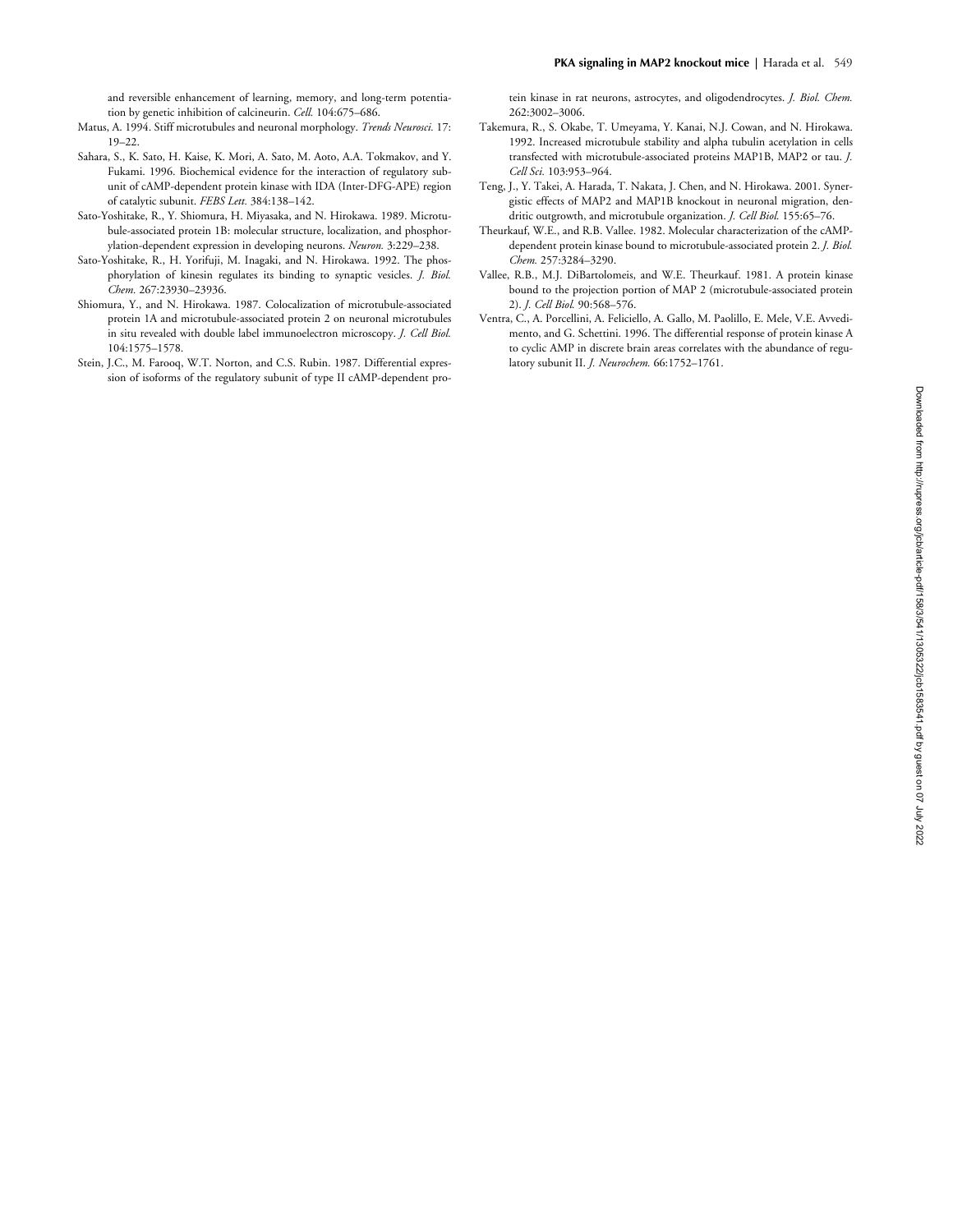and reversible enhancement of learning, memory, and long-term potentiation by genetic inhibition of calcineurin. *Cell.* 104:675–686.

Matus, A. 1994. Stiff microtubules and neuronal morphology. *Trends Neurosci.* 17: 19–22.

Sahara, S., K. Sato, H. Kaise, K. Mori, A. Sato, M. Aoto, A.A. Tokmakov, and Y. Fukami. 1996. Biochemical evidence for the interaction of regulatory subunit of cAMP-dependent protein kinase with IDA (Inter-DFG-APE) region of catalytic subunit. *FEBS Lett.* 384:138–142.

Sato-Yoshitake, R., Y. Shiomura, H. Miyasaka, and N. Hirokawa. 1989. Microtubule-associated protein 1B: molecular structure, localization, and phosphorylation-dependent expression in developing neurons. *Neuron.* 3:229–238.

Sato-Yoshitake, R., H. Yorifuji, M. Inagaki, and N. Hirokawa. 1992. The phosphorylation of kinesin regulates its binding to synaptic vesicles. *J. Biol. Chem.* 267:23930–23936.

Shiomura, Y., and N. Hirokawa. 1987. Colocalization of microtubule-associated protein 1A and microtubule-associated protein 2 on neuronal microtubules in situ revealed with double label immunoelectron microscopy. *J. Cell Biol.* 104:1575–1578.

Stein, J.C., M. Farooq, W.T. Norton, and C.S. Rubin. 1987. Differential expression of isoforms of the regulatory subunit of type II cAMP-dependent protein kinase in rat neurons, astrocytes, and oligodendrocytes. *J. Biol. Chem.* 262:3002–3006.

Takemura, R., S. Okabe, T. Umeyama, Y. Kanai, N.J. Cowan, and N. Hirokawa. 1992. Increased microtubule stability and alpha tubulin acetylation in cells transfected with microtubule-associated proteins MAP1B, MAP2 or tau. *J. Cell Sci.* 103:953–964.

Teng, J., Y. Takei, A. Harada, T. Nakata, J. Chen, and N. Hirokawa. 2001. Synergistic effects of MAP2 and MAP1B knockout in neuronal migration, dendritic outgrowth, and microtubule organization. *J. Cell Biol.* 155:65–76.

Theurkauf, W.E., and R.B. Vallee. 1982. Molecular characterization of the cAMP-dependent protein kinase bound to microtubule-associated protein 2. *J. Biol. Chem.* 257:3284–3290.

Vallee, R.B., M.J. DiBartolomeis, and W.E. Theurkauf. 1981. A protein kinase bound to the projection portion of MAP 2 (microtubule-associated protein 2). *J. Cell Biol.* 90:568–576.

Ventra, C., A. Porcellini, A. Feliciello, A. Gallo, M. Paolillo, E. Mele, V.E. Avvedimento, and G. Schettini. 1996. The differential response of protein kinase A to cyclic AMP in discrete brain areas correlates with the abundance of regulatory subunit II. *J. Neurochem.* 66:1752–1761.